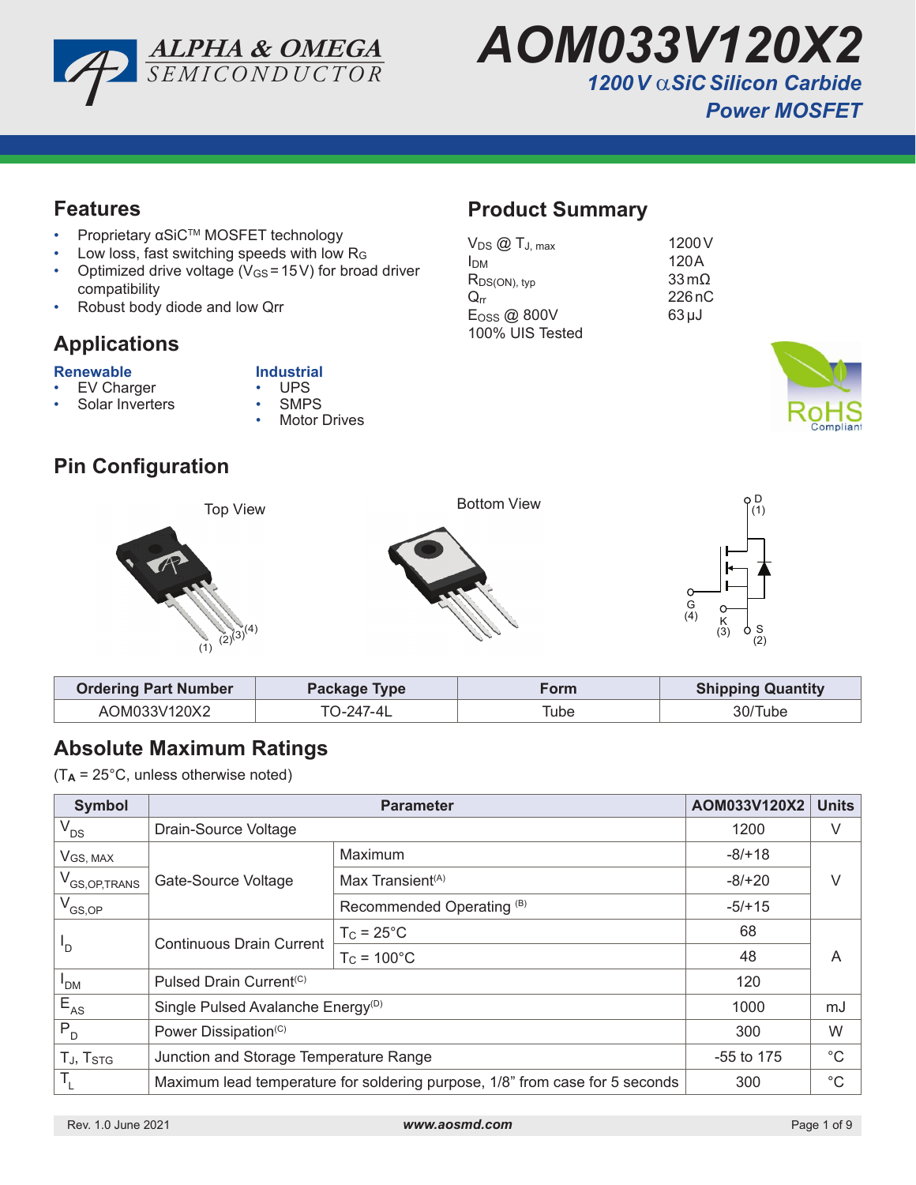# AOM033V120X2

## 1200 V αSiC Silicon Carbide Power MOSFET

## Features

- Proprietary αSiC[TM] MOSFET technology
- Low loss, fast switching speeds with low $R_G$
- Optimized drive voltage ($V_{GS}$ = 15 V) for broad driver compatibility
- Robust body diode and low Qrr

## Product Summary

| | |
|---|---|
| $V_{DS}$ @ $T_{J, max}$ | 1200 V |
| $I_{DM}$ | 120 A |
| $R_{DS(ON), typ}$ | 33 mΩ |
| $Q_{rr}$ | 226 nC |
| $E_{OSS}$ @ 800V | 63 µJ |
| 100% UIS Tested | |

## Applications

**Renewable**
- EV Charger
- Solar Inverters

**Industrial**
- UPS
- SMPS
- Motor Drives

## Pin Configuration

Top View

Bottom View

D (1), G (4), K (3), S (2)

| Ordering Part Number | Package Type | Form | Shipping Quantity |
|---|---|---|---|
| AOM033V120X2 | TO-247-4L | Tube | 30/Tube |

## Absolute Maximum Ratings

($T_A$ = 25°C, unless otherwise noted)

| Symbol | Parameter | | AOM033V120X2 | Units |
|---|---|---|---|---|
| $V_{DS}$ | Drain-Source Voltage | | 1200 | V |
| $V_{GS, MAX}$ | Gate-Source Voltage | Maximum | -8/+18 | V |
| $V_{GS,OP,TRANS}$ | | Max Transient[(A)] | -8/+20 | |
| $V_{GS,OP}$ | | Recommended Operating [(B)] | -5/+15 | |
| $I_D$ | Continuous Drain Current | $T_C$ = 25°C | 68 | A |
| | | $T_C$ = 100°C | 48 | |
| $I_{DM}$ | Pulsed Drain Current[(C)] | | 120 | |
| $E_{AS}$ | Single Pulsed Avalanche Energy[(D)] | | 1000 | mJ |
| $P_D$ | Power Dissipation[(C)] | | 300 | W |
| $T_J$, $T_{STG}$ | Junction and Storage Temperature Range | | -55 to 175 | °C |
| $T_L$ | Maximum lead temperature for soldering purpose, 1/8" from case for 5 seconds | | 300 | °C |

Rev. 1.0 June 2021 www.aosmd.com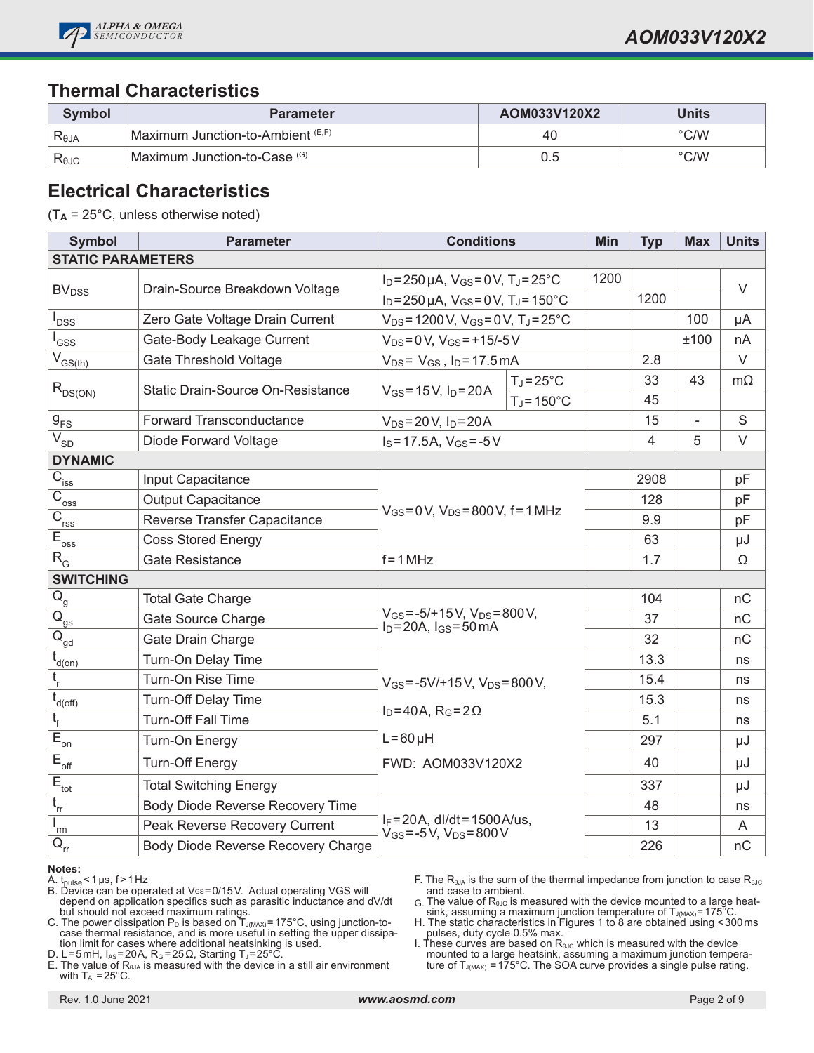## Thermal Characteristics

| Symbol | Parameter | AOM033V120X2 | Units |
|---|---|---|---|
| $R_{\theta JA}$ | Maximum Junction-to-Ambient [E,F] | 40 | °C/W |
| $R_{\theta JC}$ | Maximum Junction-to-Case [G] | 0.5 | °C/W |

## Electrical Characteristics

($T_A$ = 25°C, unless otherwise noted)

| Symbol | Parameter | Conditions | | Min | Typ | Max | Units |
|---|---|---|---|---|---|---|---|
| **STATIC PARAMETERS** | | | | | | | |
| $BV_{DSS}$ | Drain-Source Breakdown Voltage | $I_D$=250µA, $V_{GS}$=0V, $T_J$=25°C | | 1200 | | | V |
| | | $I_D$=250µA, $V_{GS}$=0V, $T_J$=150°C | | | 1200 | | |
| $I_{DSS}$ | Zero Gate Voltage Drain Current | $V_{DS}$=1200V, $V_{GS}$=0V, $T_J$=25°C | | | | 100 | µA |
| $I_{GSS}$ | Gate-Body Leakage Current | $V_{DS}$=0V, $V_{GS}$=+15/-5V | | | | ±100 | nA |
| $V_{GS(th)}$ | Gate Threshold Voltage | $V_{DS}$= $V_{GS}$, $I_D$=17.5mA | | | 2.8 | | V |
| $R_{DS(ON)}$ | Static Drain-Source On-Resistance | $V_{GS}$=15V, $I_D$=20A | $T_J$=25°C | | 33 | 43 | mΩ |
| | | | $T_J$=150°C | | 45 | | |
| $g_{FS}$ | Forward Transconductance | $V_{DS}$=20V, $I_D$=20A | | | 15 | - | S |
| $V_{SD}$ | Diode Forward Voltage | $I_S$=17.5A, $V_{GS}$=-5V | | | 4 | 5 | V |
| **DYNAMIC** | | | | | | | |
| $C_{iss}$ | Input Capacitance | $V_{GS}$=0V, $V_{DS}$=800V, f=1MHz | | | 2908 | | pF |
| $C_{oss}$ | Output Capacitance | | | | 128 | | pF |
| $C_{rss}$ | Reverse Transfer Capacitance | | | | 9.9 | | pF |
| $E_{oss}$ | Coss Stored Energy | | | | 63 | | µJ |
| $R_G$ | Gate Resistance | f=1MHz | | | 1.7 | | Ω |
| **SWITCHING** | | | | | | | |
| $Q_g$ | Total Gate Charge | $V_{GS}$=-5/+15V, $V_{DS}$=800V, $I_D$=20A, $I_{GS}$=50mA | | | 104 | | nC |
| $Q_{gs}$ | Gate Source Charge | | | | 37 | | nC |
| $Q_{gd}$ | Gate Drain Charge | | | | 32 | | nC |
| $t_{d(on)}$ | Turn-On Delay Time | $V_{GS}$=-5V/+15V, $V_{DS}$=800V, $I_D$=40A, $R_G$=2Ω, L=60µH, FWD: AOM033V120X2 | | | 13.3 | | ns |
| $t_r$ | Turn-On Rise Time | | | | 15.4 | | ns |
| $t_{d(off)}$ | Turn-Off Delay Time | | | | 15.3 | | ns |
| $t_f$ | Turn-Off Fall Time | | | | 5.1 | | ns |
| $E_{on}$ | Turn-On Energy | | | | 297 | | µJ |
| $E_{off}$ | Turn-Off Energy | | | | 40 | | µJ |
| $E_{tot}$ | Total Switching Energy | | | | 337 | | µJ |
| $t_{rr}$ | Body Diode Reverse Recovery Time | $I_F$=20A, dI/dt=1500A/us, $V_{GS}$=-5V, $V_{DS}$=800V | | | 48 | | ns |
| $I_{rm}$ | Peak Reverse Recovery Current | | | | 13 | | A |
| $Q_{rr}$ | Body Diode Reverse Recovery Charge | | | | 226 | | nC |

**Notes:**

A. $t_{pulse}$<1µs, f>1Hz

B. Device can be operated at $V_{GS}$=0/15V. Actual operating VGS will depend on application specifics such as parasitic inductance and dV/dt but should not exceed maximum ratings.

C. The power dissipation $P_D$ is based on $T_{J(MAX)}$=175°C, using junction-to-case thermal resistance, and is more useful in setting the upper dissipation limit for cases where additional heatsinking is used.

D. L=5mH, $I_{AS}$=20A, $R_G$=25Ω, Starting $T_J$=25°C.

E. The value of $R_{\theta JA}$ is measured with the device in a still air environment with $T_A$ =25°C.

F. The $R_{\theta JA}$ is the sum of the thermal impedance from junction to case $R_{\theta JC}$ and case to ambient.

G. The value of $R_{\theta JC}$ is measured with the device mounted to a large heatsink, assuming a maximum junction temperature of $T_{J(MAX)}$=175°C.

H. The static characteristics in Figures 1 to 8 are obtained using <300ms pulses, duty cycle 0.5% max.

I. These curves are based on $R_{\theta JC}$ which is measured with the device mounted to a large heatsink, assuming a maximum junction temperature of $T_{J(MAX)}$ =175°C. The SOA curve provides a single pulse rating.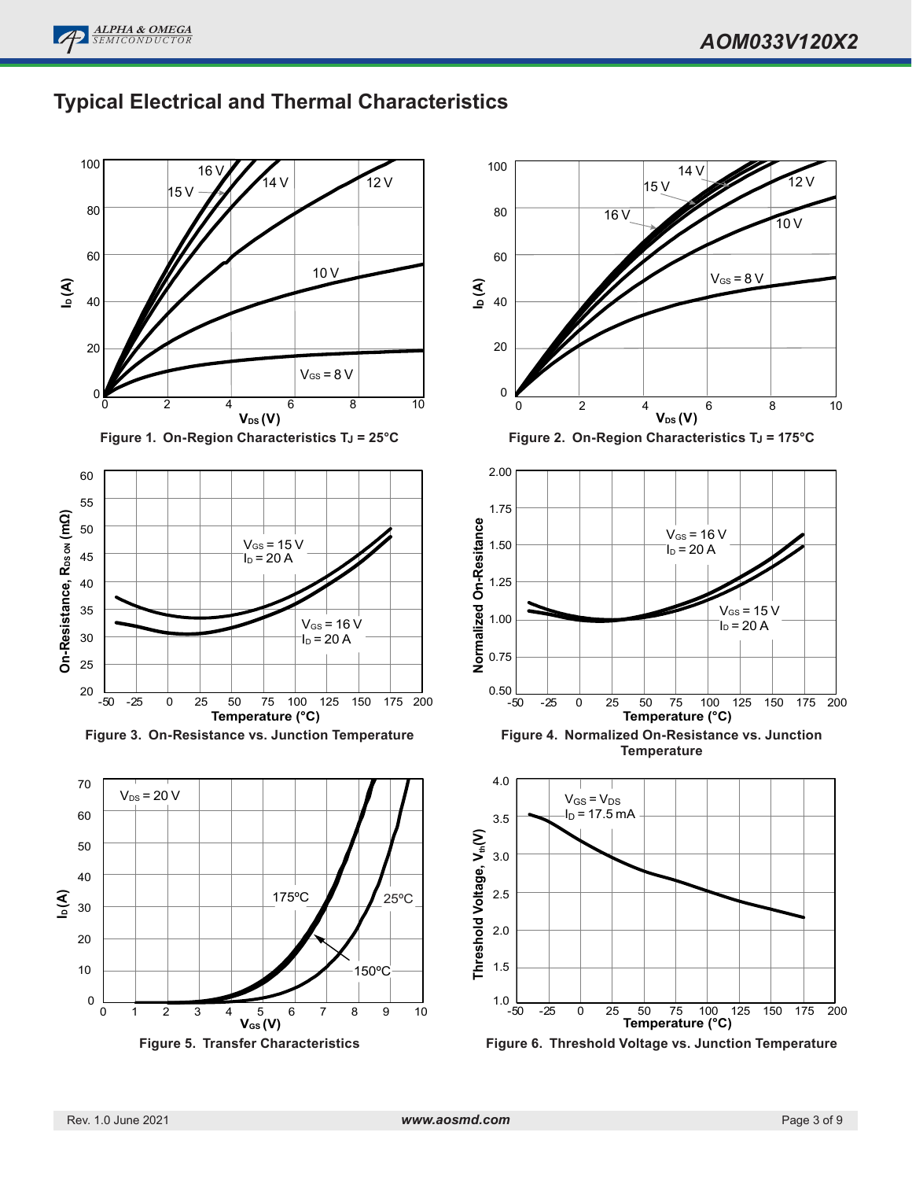## Typical Electrical and Thermal Characteristics

Figure 1. On-Region Characteristics $T_J$ = 25°C

Figure 2. On-Region Characteristics $T_J$ = 175°C

Figure 3. On-Resistance vs. Junction Temperature

Figure 4. Normalized On-Resistance vs. Junction Temperature

Figure 5. Transfer Characteristics

Figure 6. Threshold Voltage vs. Junction Temperature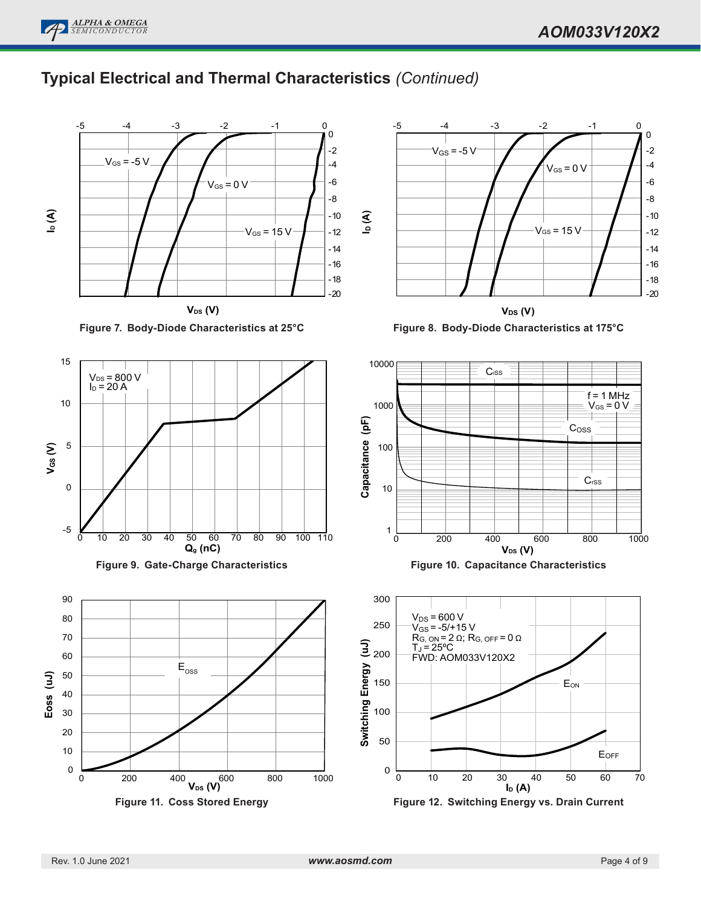## Typical Electrical and Thermal Characteristics *(Continued)*

Figure 7. Body-Diode Characteristics at 25°C

Figure 8. Body-Diode Characteristics at 175°C

Figure 9. Gate-Charge Characteristics

Figure 10. Capacitance Characteristics

Figure 11. Coss Stored Energy

Figure 12. Switching Energy vs. Drain Current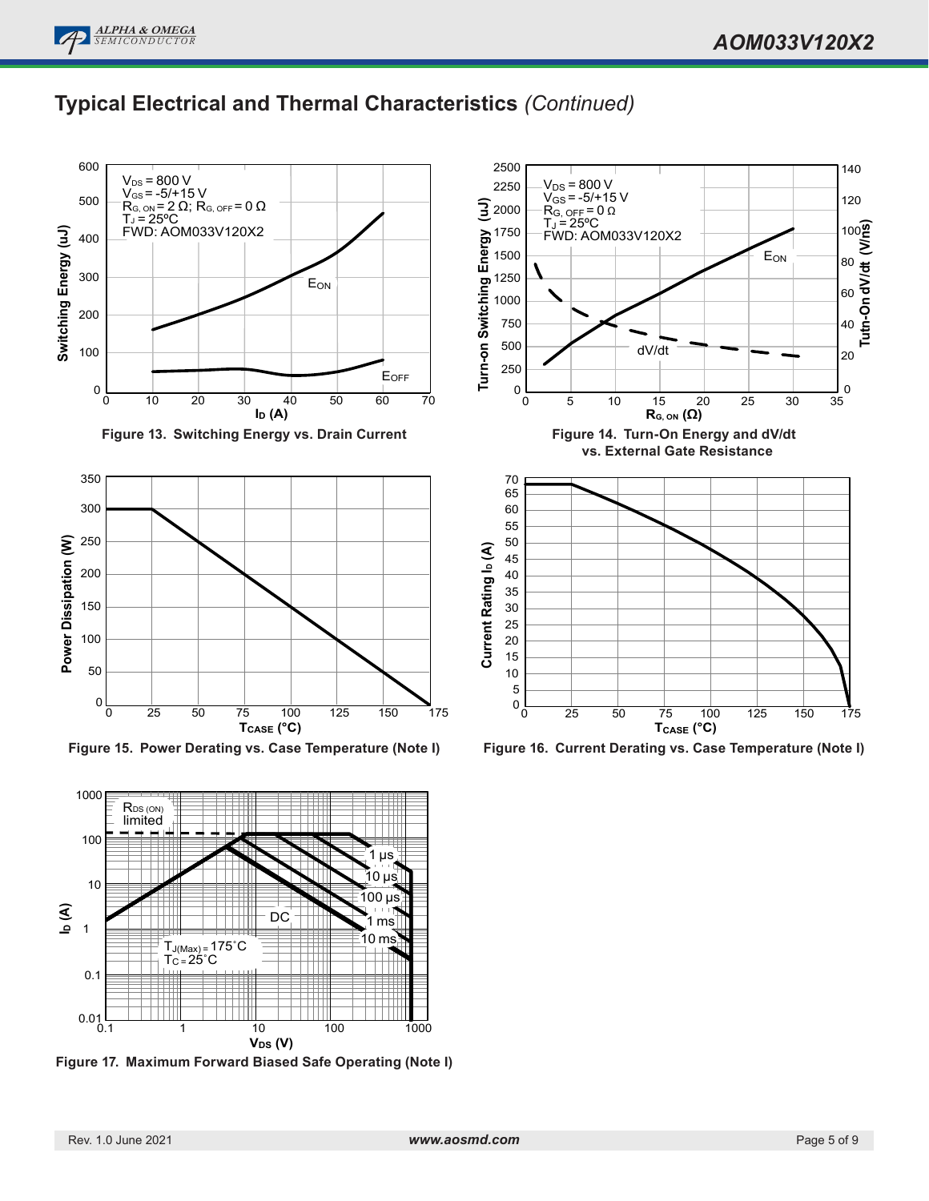## Typical Electrical and Thermal Characteristics *(Continued)*

Figure 13. Switching Energy vs. Drain Current

Figure 14. Turn-On Energy and dV/dt vs. External Gate Resistance

Figure 15. Power Derating vs. Case Temperature (Note I)

Figure 16. Current Derating vs. Case Temperature (Note I)

Figure 17. Maximum Forward Biased Safe Operating (Note I)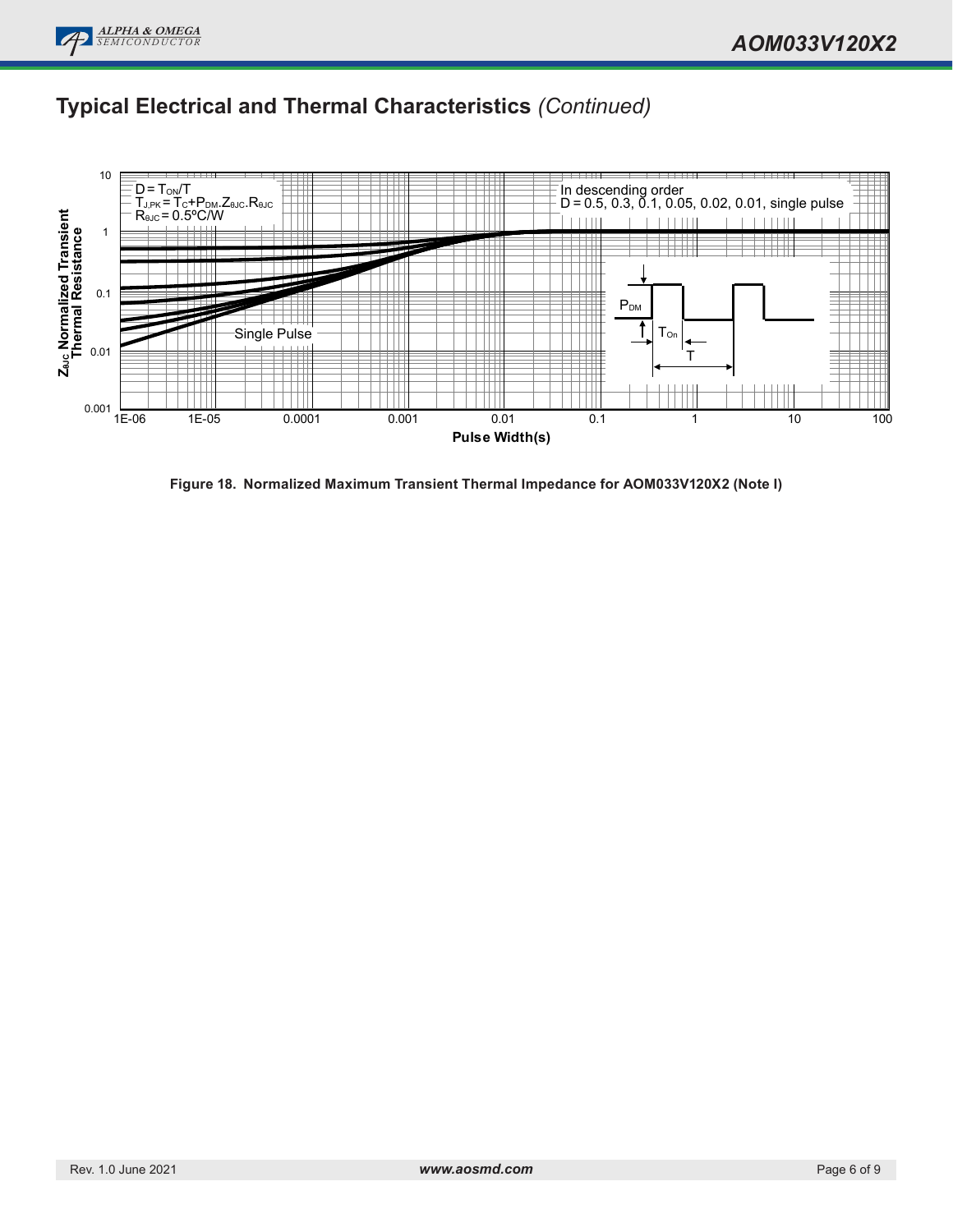## Typical Electrical and Thermal Characteristics *(Continued)*

**Figure 18. Normalized Maximum Transient Thermal Impedance for AOM033V120X2 (Note I)**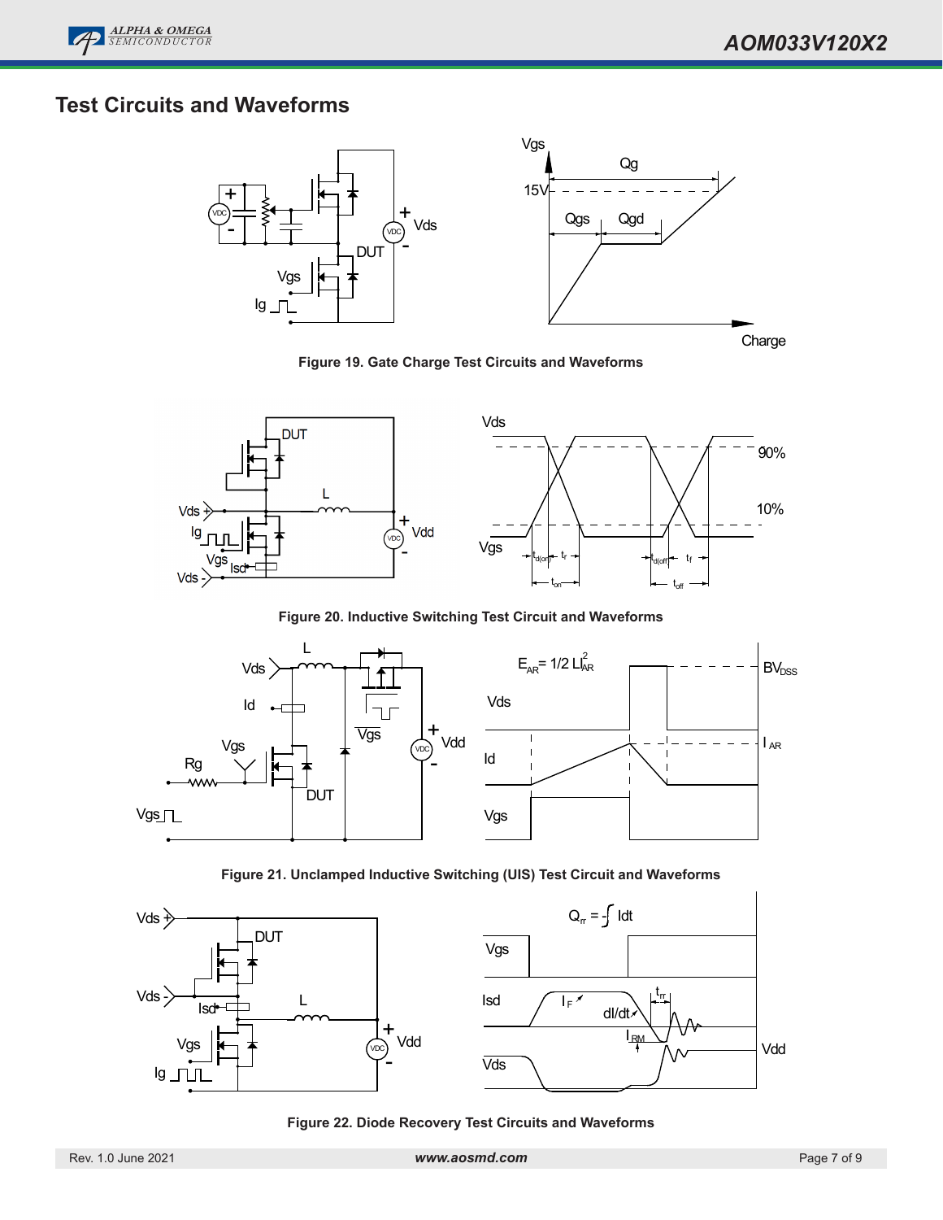## Test Circuits and Waveforms

Figure 19. Gate Charge Test Circuits and Waveforms

Figure 20. Inductive Switching Test Circuit and Waveforms

Figure 21. Unclamped Inductive Switching (UIS) Test Circuit and Waveforms

Figure 22. Diode Recovery Test Circuits and Waveforms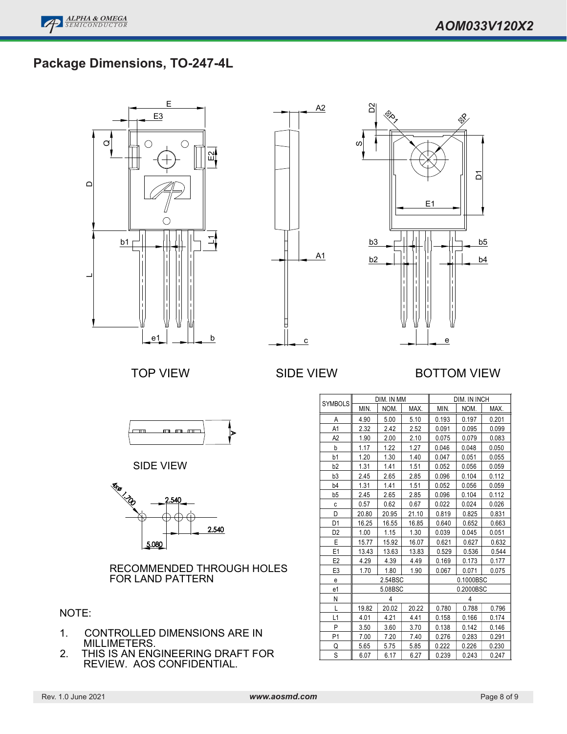## Package Dimensions, TO-247-4L

TOP VIEW

SIDE VIEW

BOTTOM VIEW

SIDE VIEW

RECOMMENDED THROUGH HOLES FOR LAND PATTERN

NOTE:

1. CONTROLLED DIMENSIONS ARE IN MILLIMETERS.
2. THIS IS AN ENGINEERING DRAFT FOR REVIEW. AOS CONFIDENTIAL.

| SYMBOLS | DIM. IN MM | | | DIM. IN INCH | | |
|---|---|---|---|---|---|---|
| | MIN. | NOM. | MAX. | MIN. | NOM. | MAX. |
| A | 4.90 | 5.00 | 5.10 | 0.193 | 0.197 | 0.201 |
| A1 | 2.32 | 2.42 | 2.52 | 0.091 | 0.095 | 0.099 |
| A2 | 1.90 | 2.00 | 2.10 | 0.075 | 0.079 | 0.083 |
| b | 1.17 | 1.22 | 1.27 | 0.046 | 0.048 | 0.050 |
| b1 | 1.20 | 1.30 | 1.40 | 0.047 | 0.051 | 0.055 |
| b2 | 1.31 | 1.41 | 1.51 | 0.052 | 0.056 | 0.059 |
| b3 | 2.45 | 2.65 | 2.85 | 0.096 | 0.104 | 0.112 |
| b4 | 1.31 | 1.41 | 1.51 | 0.052 | 0.056 | 0.059 |
| b5 | 2.45 | 2.65 | 2.85 | 0.096 | 0.104 | 0.112 |
| c | 0.57 | 0.62 | 0.67 | 0.022 | 0.024 | 0.026 |
| D | 20.80 | 20.95 | 21.10 | 0.819 | 0.825 | 0.831 |
| D1 | 16.25 | 16.55 | 16.85 | 0.640 | 0.652 | 0.663 |
| D2 | 1.00 | 1.15 | 1.30 | 0.039 | 0.045 | 0.051 |
| E | 15.77 | 15.92 | 16.07 | 0.621 | 0.627 | 0.632 |
| E1 | 13.43 | 13.63 | 13.83 | 0.529 | 0.536 | 0.544 |
| E2 | 4.29 | 4.39 | 4.49 | 0.169 | 0.173 | 0.177 |
| E3 | 1.70 | 1.80 | 1.90 | 0.067 | 0.071 | 0.075 |
| e | | 2.54BSC | | | 0.1000BSC | |
| e1 | | 5.08BSC | | | 0.2000BSC | |
| N | | 4 | | | 4 | |
| L | 19.82 | 20.02 | 20.22 | 0.780 | 0.788 | 0.796 |
| L1 | 4.01 | 4.21 | 4.41 | 0.158 | 0.166 | 0.174 |
| P | 3.50 | 3.60 | 3.70 | 0.138 | 0.142 | 0.146 |
| P1 | 7.00 | 7.20 | 7.40 | 0.276 | 0.283 | 0.291 |
| Q | 5.65 | 5.75 | 5.85 | 0.222 | 0.226 | 0.230 |
| S | 6.07 | 6.17 | 6.27 | 0.239 | 0.243 | 0.247 |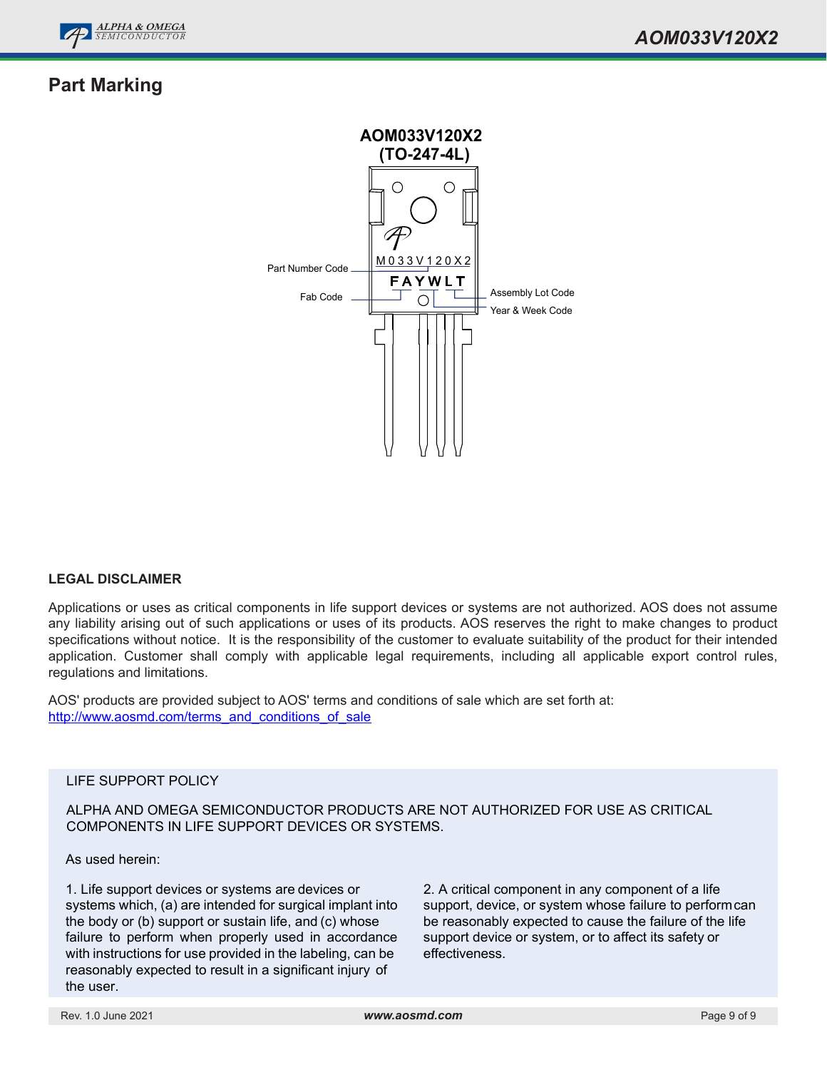## Part Marking

AOM033V120X2
(TO-247-4L)

Part Number Code
M033V120X2
FAYWLT
Fab Code
Assembly Lot Code
Year & Week Code

**LEGAL DISCLAIMER**

Applications or uses as critical components in life support devices or systems are not authorized. AOS does not assume any liability arising out of such applications or uses of its products. AOS reserves the right to make changes to product specifications without notice. It is the responsibility of the customer to evaluate suitability of the product for their intended application. Customer shall comply with applicable legal requirements, including all applicable export control rules, regulations and limitations.

AOS' products are provided subject to AOS' terms and conditions of sale which are set forth at:
http://www.aosmd.com/terms_and_conditions_of_sale

LIFE SUPPORT POLICY

ALPHA AND OMEGA SEMICONDUCTOR PRODUCTS ARE NOT AUTHORIZED FOR USE AS CRITICAL COMPONENTS IN LIFE SUPPORT DEVICES OR SYSTEMS.

As used herein:

1. Life support devices or systems are devices or systems which, (a) are intended for surgical implant into the body or (b) support or sustain life, and (c) whose failure to perform when properly used in accordance with instructions for use provided in the labeling, can be reasonably expected to result in a significant injury of the user.

2. A critical component in any component of a life support, device, or system whose failure to perform can be reasonably expected to cause the failure of the life support device or system, or to affect its safety or effectiveness.

Rev. 1.0 June 2021 www.aosmd.com